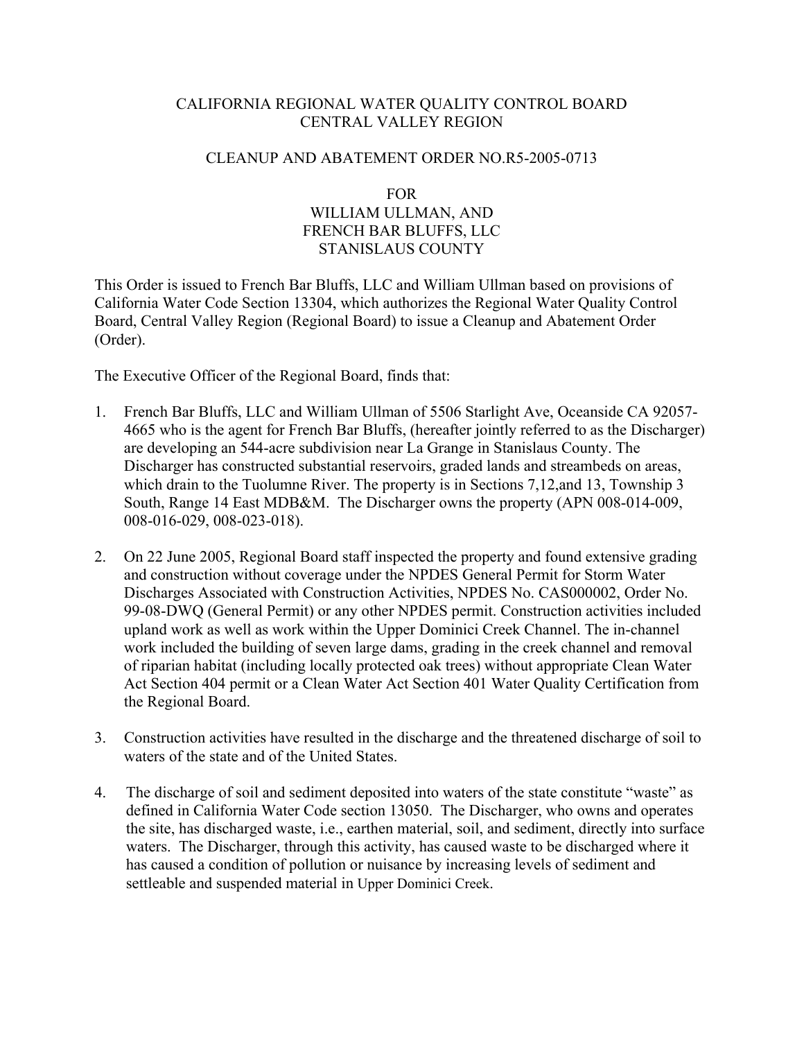CALIFORNIA REGIONAL WATER QUALITY CONTROL BOARD
CENTRAL VALLEY REGION

CLEANUP AND ABATEMENT ORDER NO.R5-2005-0713

FOR
WILLIAM ULLMAN, AND
FRENCH BAR BLUFFS, LLC
STANISLAUS COUNTY

This Order is issued to French Bar Bluffs, LLC and William Ullman based on provisions of California Water Code Section 13304, which authorizes the Regional Water Quality Control Board, Central Valley Region (Regional Board) to issue a Cleanup and Abatement Order (Order).

The Executive Officer of the Regional Board, finds that:

1. French Bar Bluffs, LLC and William Ullman of 5506 Starlight Ave, Oceanside CA 92057-4665 who is the agent for French Bar Bluffs, (hereafter jointly referred to as the Discharger) are developing an 544-acre subdivision near La Grange in Stanislaus County. The Discharger has constructed substantial reservoirs, graded lands and streambeds on areas, which drain to the Tuolumne River. The property is in Sections 7,12,and 13, Township 3 South, Range 14 East MDB&M. The Discharger owns the property (APN 008-014-009, 008-016-029, 008-023-018).

2. On 22 June 2005, Regional Board staff inspected the property and found extensive grading and construction without coverage under the NPDES General Permit for Storm Water Discharges Associated with Construction Activities, NPDES No. CAS000002, Order No. 99-08-DWQ (General Permit) or any other NPDES permit. Construction activities included upland work as well as work within the Upper Dominici Creek Channel. The in-channel work included the building of seven large dams, grading in the creek channel and removal of riparian habitat (including locally protected oak trees) without appropriate Clean Water Act Section 404 permit or a Clean Water Act Section 401 Water Quality Certification from the Regional Board.

3. Construction activities have resulted in the discharge and the threatened discharge of soil to waters of the state and of the United States.

4. The discharge of soil and sediment deposited into waters of the state constitute "waste" as defined in California Water Code section 13050. The Discharger, who owns and operates the site, has discharged waste, i.e., earthen material, soil, and sediment, directly into surface waters. The Discharger, through this activity, has caused waste to be discharged where it has caused a condition of pollution or nuisance by increasing levels of sediment and settleable and suspended material in Upper Dominici Creek.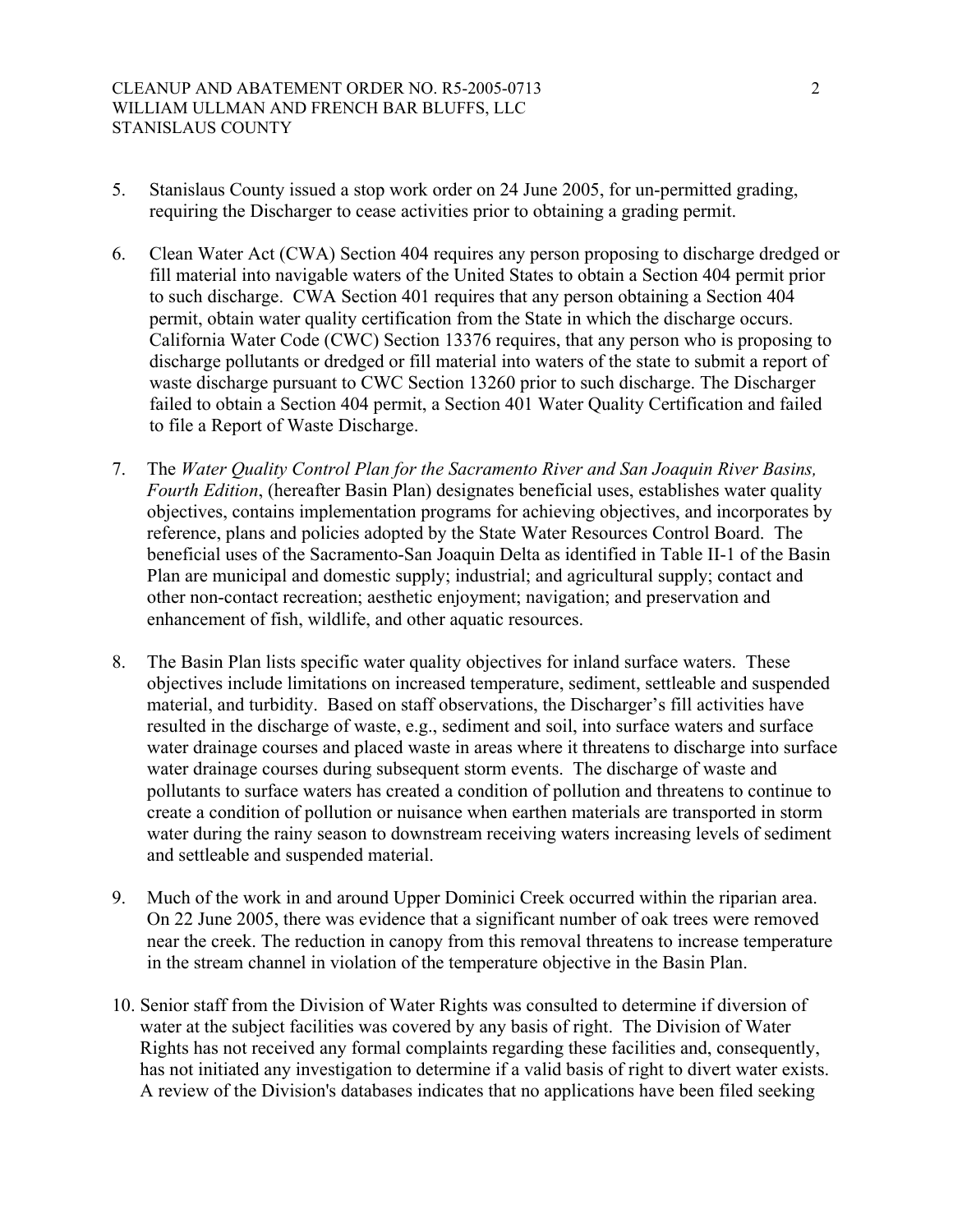5. Stanislaus County issued a stop work order on 24 June 2005, for un-permitted grading, requiring the Discharger to cease activities prior to obtaining a grading permit.

6. Clean Water Act (CWA) Section 404 requires any person proposing to discharge dredged or fill material into navigable waters of the United States to obtain a Section 404 permit prior to such discharge. CWA Section 401 requires that any person obtaining a Section 404 permit, obtain water quality certification from the State in which the discharge occurs. California Water Code (CWC) Section 13376 requires, that any person who is proposing to discharge pollutants or dredged or fill material into waters of the state to submit a report of waste discharge pursuant to CWC Section 13260 prior to such discharge. The Discharger failed to obtain a Section 404 permit, a Section 401 Water Quality Certification and failed to file a Report of Waste Discharge.

7. The *Water Quality Control Plan for the Sacramento River and San Joaquin River Basins, Fourth Edition*, (hereafter Basin Plan) designates beneficial uses, establishes water quality objectives, contains implementation programs for achieving objectives, and incorporates by reference, plans and policies adopted by the State Water Resources Control Board. The beneficial uses of the Sacramento-San Joaquin Delta as identified in Table II-1 of the Basin Plan are municipal and domestic supply; industrial; and agricultural supply; contact and other non-contact recreation; aesthetic enjoyment; navigation; and preservation and enhancement of fish, wildlife, and other aquatic resources.

8. The Basin Plan lists specific water quality objectives for inland surface waters. These objectives include limitations on increased temperature, sediment, settleable and suspended material, and turbidity. Based on staff observations, the Discharger's fill activities have resulted in the discharge of waste, e.g., sediment and soil, into surface waters and surface water drainage courses and placed waste in areas where it threatens to discharge into surface water drainage courses during subsequent storm events. The discharge of waste and pollutants to surface waters has created a condition of pollution and threatens to continue to create a condition of pollution or nuisance when earthen materials are transported in storm water during the rainy season to downstream receiving waters increasing levels of sediment and settleable and suspended material.

9. Much of the work in and around Upper Dominici Creek occurred within the riparian area. On 22 June 2005, there was evidence that a significant number of oak trees were removed near the creek. The reduction in canopy from this removal threatens to increase temperature in the stream channel in violation of the temperature objective in the Basin Plan.

10. Senior staff from the Division of Water Rights was consulted to determine if diversion of water at the subject facilities was covered by any basis of right. The Division of Water Rights has not received any formal complaints regarding these facilities and, consequently, has not initiated any investigation to determine if a valid basis of right to divert water exists. A review of the Division's databases indicates that no applications have been filed seeking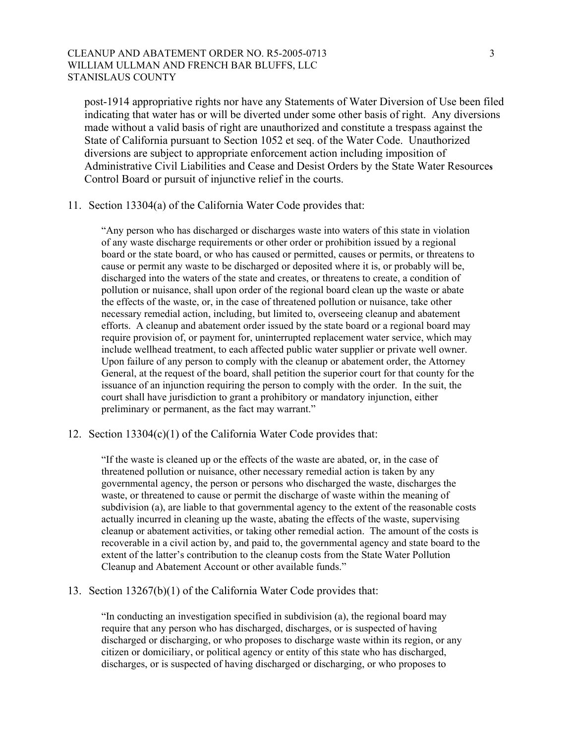post-1914 appropriative rights nor have any Statements of Water Diversion of Use been filed indicating that water has or will be diverted under some other basis of right. Any diversions made without a valid basis of right are unauthorized and constitute a trespass against the State of California pursuant to Section 1052 et seq. of the Water Code. Unauthorized diversions are subject to appropriate enforcement action including imposition of Administrative Civil Liabilities and Cease and Desist Orders by the State Water Resources Control Board or pursuit of injunctive relief in the courts.

11. Section 13304(a) of the California Water Code provides that:

> "Any person who has discharged or discharges waste into waters of this state in violation of any waste discharge requirements or other order or prohibition issued by a regional board or the state board, or who has caused or permitted, causes or permits, or threatens to cause or permit any waste to be discharged or deposited where it is, or probably will be, discharged into the waters of the state and creates, or threatens to create, a condition of pollution or nuisance, shall upon order of the regional board clean up the waste or abate the effects of the waste, or, in the case of threatened pollution or nuisance, take other necessary remedial action, including, but limited to, overseeing cleanup and abatement efforts. A cleanup and abatement order issued by the state board or a regional board may require provision of, or payment for, uninterrupted replacement water service, which may include wellhead treatment, to each affected public water supplier or private well owner. Upon failure of any person to comply with the cleanup or abatement order, the Attorney General, at the request of the board, shall petition the superior court for that county for the issuance of an injunction requiring the person to comply with the order. In the suit, the court shall have jurisdiction to grant a prohibitory or mandatory injunction, either preliminary or permanent, as the fact may warrant."

12. Section 13304(c)(1) of the California Water Code provides that:

> "If the waste is cleaned up or the effects of the waste are abated, or, in the case of threatened pollution or nuisance, other necessary remedial action is taken by any governmental agency, the person or persons who discharged the waste, discharges the waste, or threatened to cause or permit the discharge of waste within the meaning of subdivision (a), are liable to that governmental agency to the extent of the reasonable costs actually incurred in cleaning up the waste, abating the effects of the waste, supervising cleanup or abatement activities, or taking other remedial action. The amount of the costs is recoverable in a civil action by, and paid to, the governmental agency and state board to the extent of the latter's contribution to the cleanup costs from the State Water Pollution Cleanup and Abatement Account or other available funds."

13. Section 13267(b)(1) of the California Water Code provides that:

> "In conducting an investigation specified in subdivision (a), the regional board may require that any person who has discharged, discharges, or is suspected of having discharged or discharging, or who proposes to discharge waste within its region, or any citizen or domiciliary, or political agency or entity of this state who has discharged, discharges, or is suspected of having discharged or discharging, or who proposes to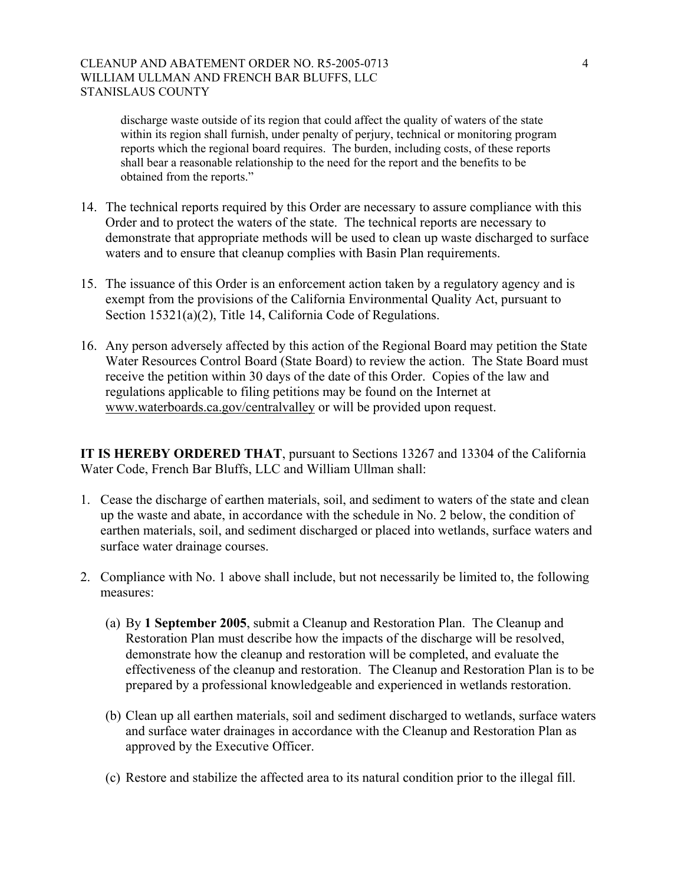discharge waste outside of its region that could affect the quality of waters of the state within its region shall furnish, under penalty of perjury, technical or monitoring program reports which the regional board requires. The burden, including costs, of these reports shall bear a reasonable relationship to the need for the report and the benefits to be obtained from the reports."

14. The technical reports required by this Order are necessary to assure compliance with this Order and to protect the waters of the state. The technical reports are necessary to demonstrate that appropriate methods will be used to clean up waste discharged to surface waters and to ensure that cleanup complies with Basin Plan requirements.

15. The issuance of this Order is an enforcement action taken by a regulatory agency and is exempt from the provisions of the California Environmental Quality Act, pursuant to Section 15321(a)(2), Title 14, California Code of Regulations.

16. Any person adversely affected by this action of the Regional Board may petition the State Water Resources Control Board (State Board) to review the action. The State Board must receive the petition within 30 days of the date of this Order. Copies of the law and regulations applicable to filing petitions may be found on the Internet at www.waterboards.ca.gov/centralvalley or will be provided upon request.

**IT IS HEREBY ORDERED THAT**, pursuant to Sections 13267 and 13304 of the California Water Code, French Bar Bluffs, LLC and William Ullman shall:

1. Cease the discharge of earthen materials, soil, and sediment to waters of the state and clean up the waste and abate, in accordance with the schedule in No. 2 below, the condition of earthen materials, soil, and sediment discharged or placed into wetlands, surface waters and surface water drainage courses.

2. Compliance with No. 1 above shall include, but not necessarily be limited to, the following measures:

   (a) By **1 September 2005**, submit a Cleanup and Restoration Plan. The Cleanup and Restoration Plan must describe how the impacts of the discharge will be resolved, demonstrate how the cleanup and restoration will be completed, and evaluate the effectiveness of the cleanup and restoration. The Cleanup and Restoration Plan is to be prepared by a professional knowledgeable and experienced in wetlands restoration.

   (b) Clean up all earthen materials, soil and sediment discharged to wetlands, surface waters and surface water drainages in accordance with the Cleanup and Restoration Plan as approved by the Executive Officer.

   (c) Restore and stabilize the affected area to its natural condition prior to the illegal fill.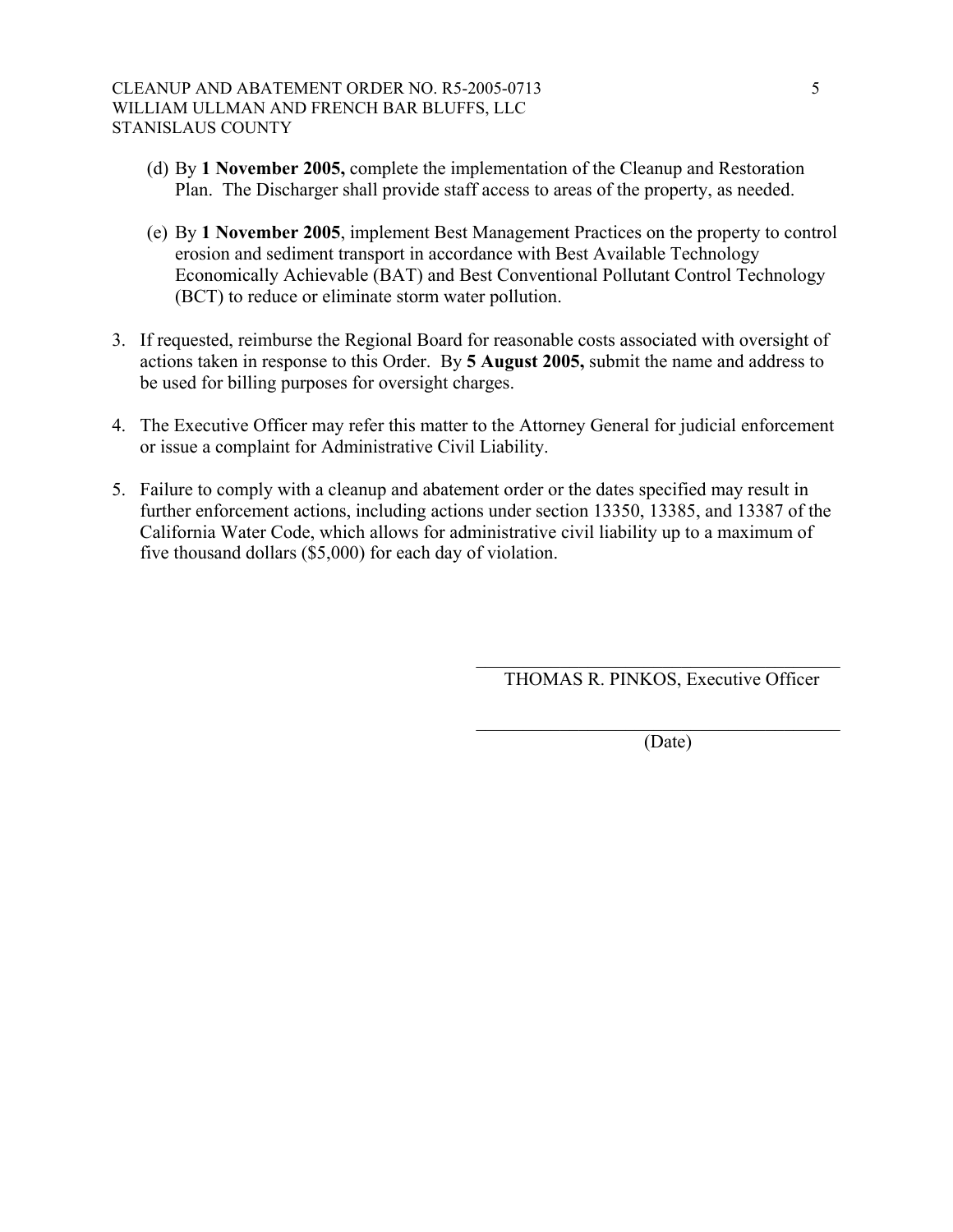(d) By **1 November 2005,** complete the implementation of the Cleanup and Restoration Plan. The Discharger shall provide staff access to areas of the property, as needed.

(e) By **1 November 2005**, implement Best Management Practices on the property to control erosion and sediment transport in accordance with Best Available Technology Economically Achievable (BAT) and Best Conventional Pollutant Control Technology (BCT) to reduce or eliminate storm water pollution.

3. If requested, reimburse the Regional Board for reasonable costs associated with oversight of actions taken in response to this Order. By **5 August 2005,** submit the name and address to be used for billing purposes for oversight charges.

4. The Executive Officer may refer this matter to the Attorney General for judicial enforcement or issue a complaint for Administrative Civil Liability.

5. Failure to comply with a cleanup and abatement order or the dates specified may result in further enforcement actions, including actions under section 13350, 13385, and 13387 of the California Water Code, which allows for administrative civil liability up to a maximum of five thousand dollars ($5,000) for each day of violation.

\_\_\_\_\_\_\_\_\_\_\_\_\_\_\_\_\_\_\_\_\_\_\_\_\_\_\_\_\_\_\_\_\_\_\_\_\_\_\_\_

THOMAS R. PINKOS, Executive Officer

\_\_\_\_\_\_\_\_\_\_\_\_\_\_\_\_\_\_\_\_\_\_\_\_\_\_\_\_\_\_\_\_\_\_\_\_\_\_\_\_

(Date)